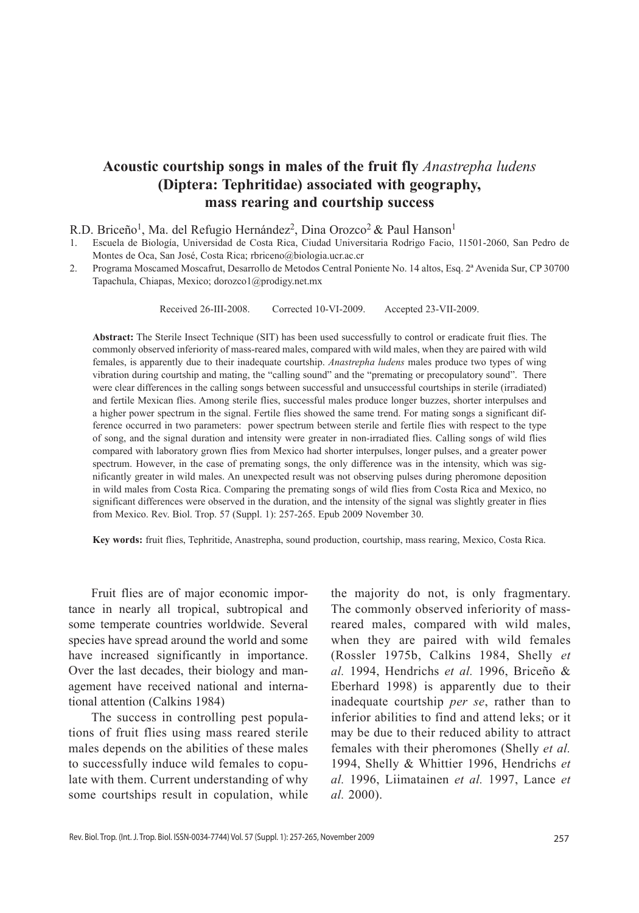# Acoustic courtship songs in males of the fruit fly *Anastrepha ludens* (Diptera: Tephritidae) associated with geography, mass rearing and courtship success

R.D. Briceño[1], Ma. del Refugio Hernández[2], Dina Orozco[2] & Paul Hanson[1]

1. Escuela de Biología, Universidad de Costa Rica, Ciudad Universitaria Rodrigo Facio, 11501-2060, San Pedro de Montes de Oca, San José, Costa Rica; rbriceno@biologia.ucr.ac.cr
2. Programa Moscamed Moscafrut, Desarrollo de Metodos Central Poniente No. 14 altos, Esq. 2ª Avenida Sur, CP 30700 Tapachula, Chiapas, Mexico; dorozco1@prodigy.net.mx

Received 26-III-2008. Corrected 10-VI-2009. Accepted 23-VII-2009.

**Abstract:** The Sterile Insect Technique (SIT) has been used successfully to control or eradicate fruit flies. The commonly observed inferiority of mass-reared males, compared with wild males, when they are paired with wild females, is apparently due to their inadequate courtship. *Anastrepha ludens* males produce two types of wing vibration during courtship and mating, the "calling sound" and the "premating or precopulatory sound". There were clear differences in the calling songs between successful and unsuccessful courtships in sterile (irradiated) and fertile Mexican flies. Among sterile flies, successful males produce longer buzzes, shorter interpulses and a higher power spectrum in the signal. Fertile flies showed the same trend. For mating songs a significant difference occurred in two parameters: power spectrum between sterile and fertile flies with respect to the type of song, and the signal duration and intensity were greater in non-irradiated flies. Calling songs of wild flies compared with laboratory grown flies from Mexico had shorter interpulses, longer pulses, and a greater power spectrum. However, in the case of premating songs, the only difference was in the intensity, which was significantly greater in wild males. An unexpected result was not observing pulses during pheromone deposition in wild males from Costa Rica. Comparing the premating songs of wild flies from Costa Rica and Mexico, no significant differences were observed in the duration, and the intensity of the signal was slightly greater in flies from Mexico. Rev. Biol. Trop. 57 (Suppl. 1): 257-265. Epub 2009 November 30.

**Key words:** fruit flies, Tephritide, Anastrepha, sound production, courtship, mass rearing, Mexico, Costa Rica.

Fruit flies are of major economic importance in nearly all tropical, subtropical and some temperate countries worldwide. Several species have spread around the world and some have increased significantly in importance. Over the last decades, their biology and management have received national and international attention (Calkins 1984)

The success in controlling pest populations of fruit flies using mass reared sterile males depends on the abilities of these males to successfully induce wild females to copulate with them. Current understanding of why some courtships result in copulation, while the majority do not, is only fragmentary. The commonly observed inferiority of mass-reared males, compared with wild males, when they are paired with wild females (Rossler 1975b, Calkins 1984, Shelly *et al.* 1994, Hendrichs *et al.* 1996, Briceño & Eberhard 1998) is apparently due to their inadequate courtship *per se*, rather than to inferior abilities to find and attend leks; or it may be due to their reduced ability to attract females with their pheromones (Shelly *et al.* 1994, Shelly & Whittier 1996, Hendrichs *et al.* 1996, Liimatainen *et al.* 1997, Lance *et al.* 2000).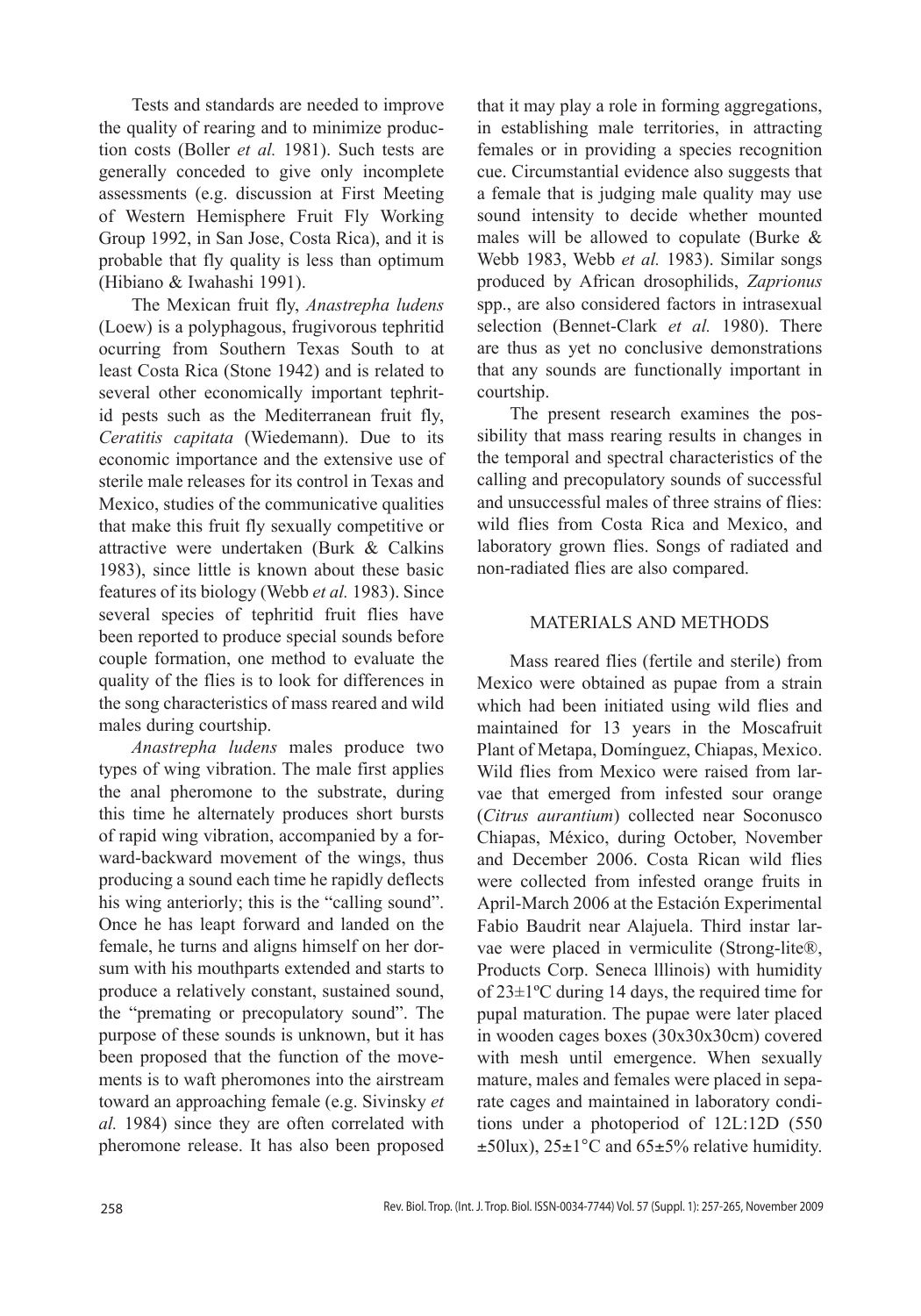Tests and standards are needed to improve the quality of rearing and to minimize production costs (Boller *et al.* 1981). Such tests are generally conceded to give only incomplete assessments (e.g. discussion at First Meeting of Western Hemisphere Fruit Fly Working Group 1992, in San Jose, Costa Rica), and it is probable that fly quality is less than optimum (Hibiano & Iwahashi 1991).

The Mexican fruit fly, *Anastrepha ludens* (Loew) is a polyphagous, frugivorous tephritid ocurring from Southern Texas South to at least Costa Rica (Stone 1942) and is related to several other economically important tephritid pests such as the Mediterranean fruit fly, *Ceratitis capitata* (Wiedemann). Due to its economic importance and the extensive use of sterile male releases for its control in Texas and Mexico, studies of the communicative qualities that make this fruit fly sexually competitive or attractive were undertaken (Burk & Calkins 1983), since little is known about these basic features of its biology (Webb *et al.* 1983). Since several species of tephritid fruit flies have been reported to produce special sounds before couple formation, one method to evaluate the quality of the flies is to look for differences in the song characteristics of mass reared and wild males during courtship.

*Anastrepha ludens* males produce two types of wing vibration. The male first applies the anal pheromone to the substrate, during this time he alternately produces short bursts of rapid wing vibration, accompanied by a forward-backward movement of the wings, thus producing a sound each time he rapidly deflects his wing anteriorly; this is the "calling sound". Once he has leapt forward and landed on the female, he turns and aligns himself on her dorsum with his mouthparts extended and starts to produce a relatively constant, sustained sound, the "premating or precopulatory sound". The purpose of these sounds is unknown, but it has been proposed that the function of the movements is to waft pheromones into the airstream toward an approaching female (e.g. Sivinsky *et al.* 1984) since they are often correlated with pheromone release. It has also been proposed that it may play a role in forming aggregations, in establishing male territories, in attracting females or in providing a species recognition cue. Circumstantial evidence also suggests that a female that is judging male quality may use sound intensity to decide whether mounted males will be allowed to copulate (Burke & Webb 1983, Webb *et al.* 1983). Similar songs produced by African drosophilids, *Zaprionus* spp., are also considered factors in intrasexual selection (Bennet-Clark *et al.* 1980). There are thus as yet no conclusive demonstrations that any sounds are functionally important in courtship.

The present research examines the possibility that mass rearing results in changes in the temporal and spectral characteristics of the calling and precopulatory sounds of successful and unsuccessful males of three strains of flies: wild flies from Costa Rica and Mexico, and laboratory grown flies. Songs of radiated and non-radiated flies are also compared.

## MATERIALS AND METHODS

Mass reared flies (fertile and sterile) from Mexico were obtained as pupae from a strain which had been initiated using wild flies and maintained for 13 years in the Moscafruit Plant of Metapa, Domínguez, Chiapas, Mexico. Wild flies from Mexico were raised from larvae that emerged from infested sour orange (*Citrus aurantium*) collected near Soconusco Chiapas, México, during October, November and December 2006. Costa Rican wild flies were collected from infested orange fruits in April-March 2006 at the Estación Experimental Fabio Baudrit near Alajuela. Third instar larvae were placed in vermiculite (Strong-lite®, Products Corp. Seneca lllinois) with humidity of 23±1ºC during 14 days, the required time for pupal maturation. The pupae were later placed in wooden cages boxes (30x30x30cm) covered with mesh until emergence. When sexually mature, males and females were placed in separate cages and maintained in laboratory conditions under a photoperiod of 12L:12D (550 ±50lux), 25±1°C and 65±5% relative humidity.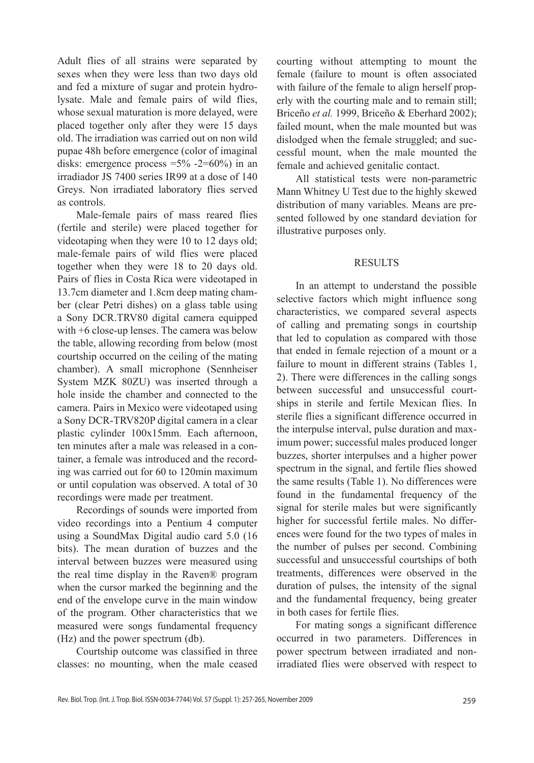Adult flies of all strains were separated by sexes when they were less than two days old and fed a mixture of sugar and protein hydrolysate. Male and female pairs of wild flies, whose sexual maturation is more delayed, were placed together only after they were 15 days old. The irradiation was carried out on non wild pupae 48h before emergence (color of imaginal disks: emergence process =5% -2=60%) in an irradiador JS 7400 series IR99 at a dose of 140 Greys. Non irradiated laboratory flies served as controls.

Male-female pairs of mass reared flies (fertile and sterile) were placed together for videotaping when they were 10 to 12 days old; male-female pairs of wild flies were placed together when they were 18 to 20 days old. Pairs of flies in Costa Rica were videotaped in 13.7cm diameter and 1.8cm deep mating chamber (clear Petri dishes) on a glass table using a Sony DCR.TRV80 digital camera equipped with +6 close-up lenses. The camera was below the table, allowing recording from below (most courtship occurred on the ceiling of the mating chamber). A small microphone (Sennheiser System MZK 80ZU) was inserted through a hole inside the chamber and connected to the camera. Pairs in Mexico were videotaped using a Sony DCR-TRV820P digital camera in a clear plastic cylinder 100x15mm. Each afternoon, ten minutes after a male was released in a container, a female was introduced and the recording was carried out for 60 to 120min maximum or until copulation was observed. A total of 30 recordings were made per treatment.

Recordings of sounds were imported from video recordings into a Pentium 4 computer using a SoundMax Digital audio card 5.0 (16 bits). The mean duration of buzzes and the interval between buzzes were measured using the real time display in the Raven® program when the cursor marked the beginning and the end of the envelope curve in the main window of the program. Other characteristics that we measured were songs fundamental frequency (Hz) and the power spectrum (db).

Courtship outcome was classified in three classes: no mounting, when the male ceased courting without attempting to mount the female (failure to mount is often associated with failure of the female to align herself properly with the courting male and to remain still; Briceño *et al.* 1999, Briceño & Eberhard 2002); failed mount, when the male mounted but was dislodged when the female struggled; and successful mount, when the male mounted the female and achieved genitalic contact.

All statistical tests were non-parametric Mann Whitney U Test due to the highly skewed distribution of many variables. Means are presented followed by one standard deviation for illustrative purposes only.

## RESULTS

In an attempt to understand the possible selective factors which might influence song characteristics, we compared several aspects of calling and premating songs in courtship that led to copulation as compared with those that ended in female rejection of a mount or a failure to mount in different strains (Tables 1, 2). There were differences in the calling songs between successful and unsuccessful courtships in sterile and fertile Mexican flies. In sterile flies a significant difference occurred in the interpulse interval, pulse duration and maximum power; successful males produced longer buzzes, shorter interpulses and a higher power spectrum in the signal, and fertile flies showed the same results (Table 1). No differences were found in the fundamental frequency of the signal for sterile males but were significantly higher for successful fertile males. No differences were found for the two types of males in the number of pulses per second. Combining successful and unsuccessful courtships of both treatments, differences were observed in the duration of pulses, the intensity of the signal and the fundamental frequency, being greater in both cases for fertile flies.

For mating songs a significant difference occurred in two parameters. Differences in power spectrum between irradiated and non-irradiated flies were observed with respect to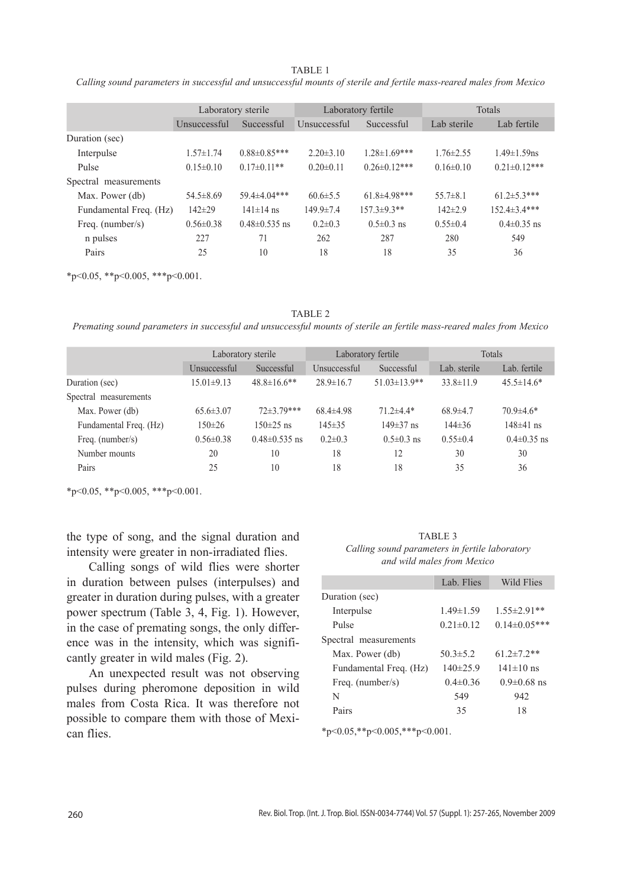TABLE 1

*Calling sound parameters in successful and unsuccessful mounts of sterile and fertile mass-reared males from Mexico*

| | Laboratory sterile | | Laboratory fertile | | Totals | |
|---|---|---|---|---|---|---|
| | Unsuccessful | Successful | Unsuccessful | Successful | Lab sterile | Lab fertile |
| Duration (sec) | | | | | | |
| Interpulse | 1.57±1.74 | 0.88±0.85*** | 2.20±3.10 | 1.28±1.69*** | 1.76±2.55 | 1.49±1.59ns |
| Pulse | 0.15±0.10 | 0.17±0.11** | 0.20±0.11 | 0.26±0.12*** | 0.16±0.10 | 0.21±0.12*** |
| Spectral measurements | | | | | | |
| Max. Power (db) | 54.5±8.69 | 59.4±4.04*** | 60.6±5.5 | 61.8±4.98*** | 55.7±8.1 | 61.2±5.3*** |
| Fundamental Freq. (Hz) | 142±29 | 141±14 ns | 149.9±7.4 | 157.3±9.3** | 142±2.9 | 152.4±3.4*** |
| Freq. (number/s) | 0.56±0.38 | 0.48±0.535 ns | 0.2±0.3 | 0.5±0.3 ns | 0.55±0.4 | 0.4±0.35 ns |
| n pulses | 227 | 71 | 262 | 287 | 280 | 549 |
| Pairs | 25 | 10 | 18 | 18 | 35 | 36 |

*p<0.05, **p<0.005, ***p<0.001.

TABLE 2

*Premating sound parameters in successful and unsuccessful mounts of sterile an fertile mass-reared males from Mexico*

| | Laboratory sterile | | Laboratory fertile | | Totals | |
|---|---|---|---|---|---|---|
| | Unsuccessful | Successful | Unsuccessful | Successful | Lab. sterile | Lab. fertile |
| Duration (sec) | 15.01±9.13 | 48.8±16.6** | 28.9±16.7 | 51.03±13.9** | 33.8±11.9 | 45.5±14.6* |
| Spectral measurements | | | | | | |
| Max. Power (db) | 65.6±3.07 | 72±3.79*** | 68.4±4.98 | 71.2±4.4* | 68.9±4.7 | 70.9±4.6* |
| Fundamental Freq. (Hz) | 150±26 | 150±25 ns | 145±35 | 149±37 ns | 144±36 | 148±41 ns |
| Freq. (number/s) | 0.56±0.38 | 0.48±0.535 ns | 0.2±0.3 | 0.5±0.3 ns | 0.55±0.4 | 0.4±0.35 ns |
| Number mounts | 20 | 10 | 18 | 12 | 30 | 30 |
| Pairs | 25 | 10 | 18 | 18 | 35 | 36 |

*p<0.05, **p<0.005, ***p<0.001.

the type of song, and the signal duration and intensity were greater in non-irradiated flies.

Calling songs of wild flies were shorter in duration between pulses (interpulses) and greater in duration during pulses, with a greater power spectrum (Table 3, 4, Fig. 1). However, in the case of premating songs, the only difference was in the intensity, which was significantly greater in wild males (Fig. 2).

An unexpected result was not observing pulses during pheromone deposition in wild males from Costa Rica. It was therefore not possible to compare them with those of Mexican flies.

TABLE 3

*Calling sound parameters in fertile laboratory and wild males from Mexico*

| | Lab. Flies | Wild Flies |
|---|---|---|
| Duration (sec) | | |
| Interpulse | 1.49±1.59 | 1.55±2.91** |
| Pulse | 0.21±0.12 | 0.14±0.05*** |
| Spectral measurements | | |
| Max. Power (db) | 50.3±5.2 | 61.2±7.2** |
| Fundamental Freq. (Hz) | 140±25.9 | 141±10 ns |
| Freq. (number/s) | 0.4±0.36 | 0.9±0.68 ns |
| N | 549 | 942 |
| Pairs | 35 | 18 |

*p<0.05,**p<0.005,***p<0.001.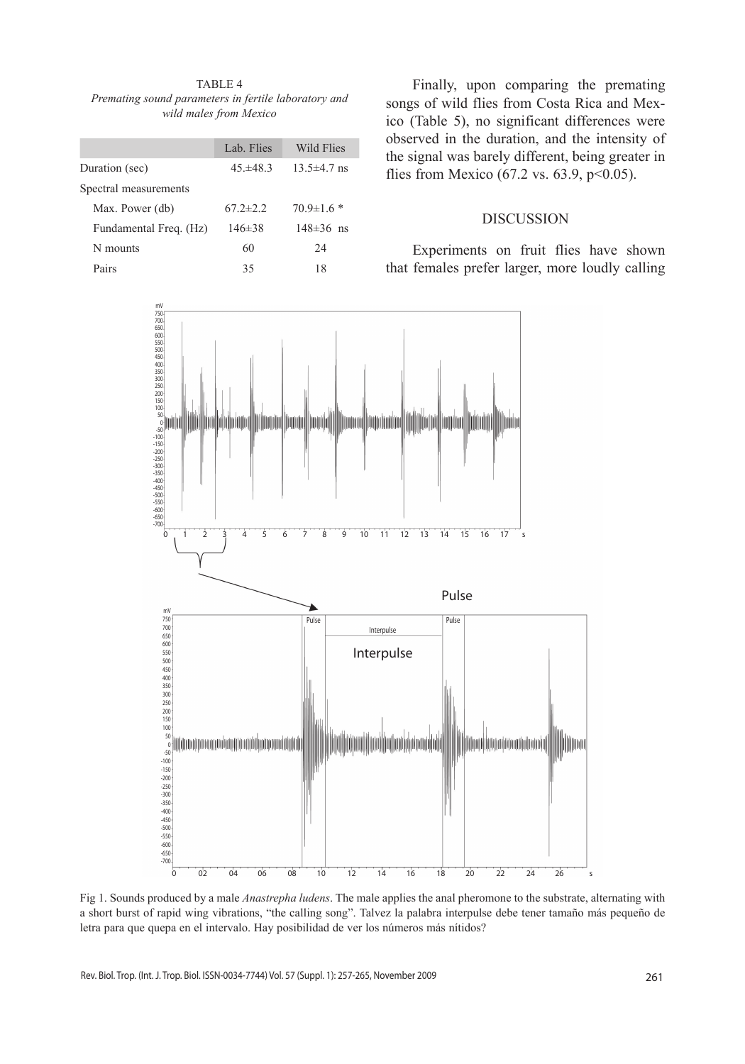TABLE 4
*Premating sound parameters in fertile laboratory and wild males from Mexico*

| | Lab. Flies | Wild Flies |
|---|---|---|
| Duration (sec) | 45.±48.3 | 13.5±4.7 ns |
| Spectral measurements | | |
| Max. Power (db) | 67.2±2.2 | 70.9±1.6 * |
| Fundamental Freq. (Hz) | 146±38 | 148±36 ns |
| N mounts | 60 | 24 |
| Pairs | 35 | 18 |

Finally, upon comparing the premating songs of wild flies from Costa Rica and Mexico (Table 5), no significant differences were observed in the duration, and the intensity of the signal was barely different, being greater in flies from Mexico (67.2 vs. 63.9, $p<0.05$).

## DISCUSSION

Experiments on fruit flies have shown that females prefer larger, more loudly calling

Fig 1. Sounds produced by a male *Anastrepha ludens*. The male applies the anal pheromone to the substrate, alternating with a short burst of rapid wing vibrations, "the calling song". Talvez la palabra interpulse debe tener tamaño más pequeño de letra para que quepa en el intervalo. Hay posibilidad de ver los números más nítidos?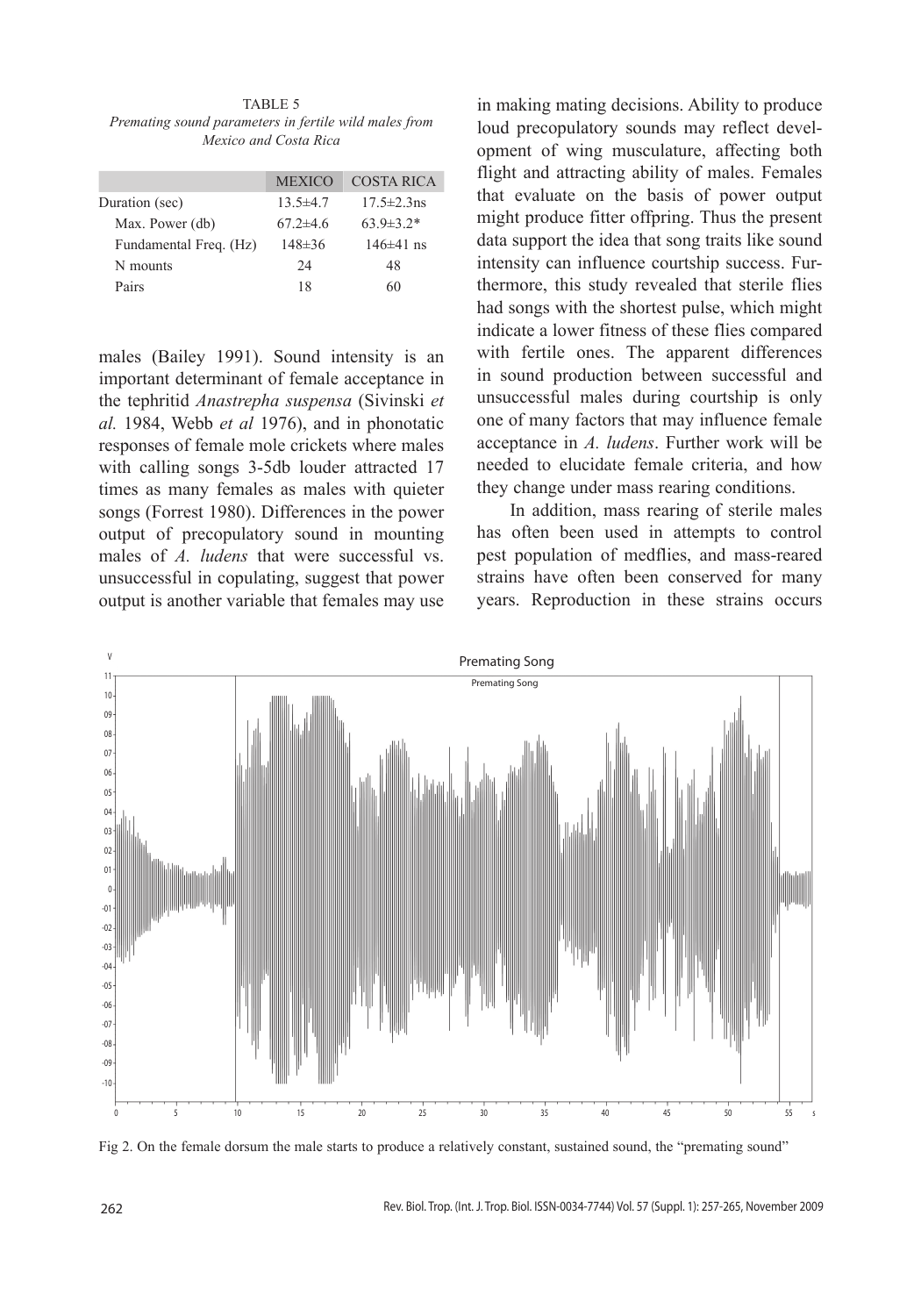TABLE 5
*Premating sound parameters in fertile wild males from Mexico and Costa Rica*

| | MEXICO | COSTA RICA |
|---|---|---|
| Duration (sec) | 13.5±4.7 | 17.5±2.3ns |
| Max. Power (db) | 67.2±4.6 | 63.9±3.2* |
| Fundamental Freq. (Hz) | 148±36 | 146±41 ns |
| N mounts | 24 | 48 |
| Pairs | 18 | 60 |

males (Bailey 1991). Sound intensity is an important determinant of female acceptance in the tephritid *Anastrepha suspensa* (Sivinski *et al.* 1984, Webb *et al* 1976), and in phonotatic responses of female mole crickets where males with calling songs 3-5db louder attracted 17 times as many females as males with quieter songs (Forrest 1980). Differences in the power output of precopulatory sound in mounting males of *A. ludens* that were successful vs. unsuccessful in copulating, suggest that power output is another variable that females may use in making mating decisions. Ability to produce loud precopulatory sounds may reflect development of wing musculature, affecting both flight and attracting ability of males. Females that evaluate on the basis of power output might produce fitter offpring. Thus the present data support the idea that song traits like sound intensity can influence courtship success. Furthermore, this study revealed that sterile flies had songs with the shortest pulse, which might indicate a lower fitness of these flies compared with fertile ones. The apparent differences in sound production between successful and unsuccessful males during courtship is only one of many factors that may influence female acceptance in *A. ludens*. Further work will be needed to elucidate female criteria, and how they change under mass rearing conditions.

In addition, mass rearing of sterile males has often been used in attempts to control pest population of medflies, and mass-reared strains have often been conserved for many years. Reproduction in these strains occurs

Fig 2. On the female dorsum the male starts to produce a relatively constant, sustained sound, the "premating sound"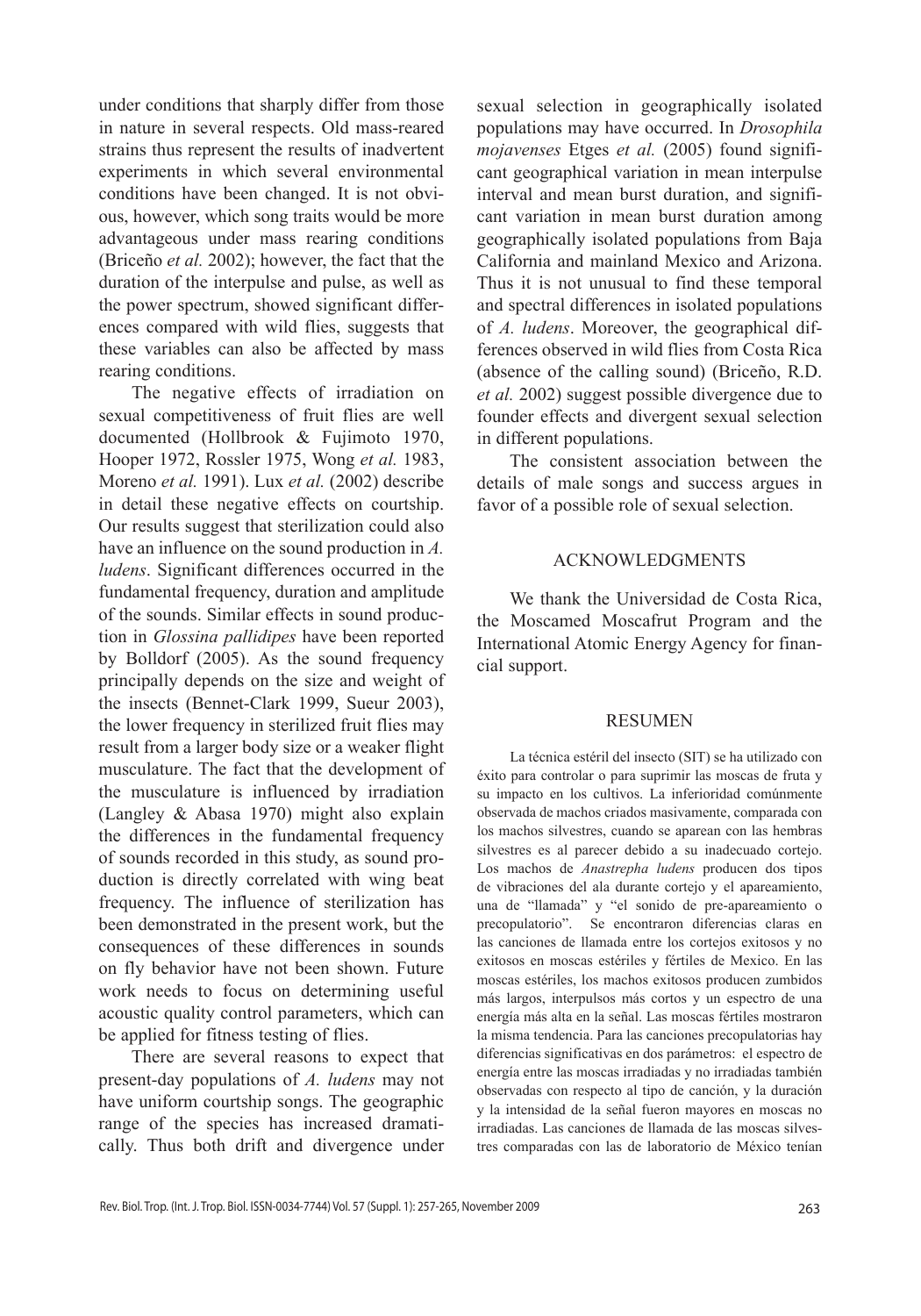under conditions that sharply differ from those in nature in several respects. Old mass-reared strains thus represent the results of inadvertent experiments in which several environmental conditions have been changed. It is not obvious, however, which song traits would be more advantageous under mass rearing conditions (Briceño *et al.* 2002); however, the fact that the duration of the interpulse and pulse, as well as the power spectrum, showed significant differences compared with wild flies, suggests that these variables can also be affected by mass rearing conditions.

The negative effects of irradiation on sexual competitiveness of fruit flies are well documented (Hollbrook & Fujimoto 1970, Hooper 1972, Rossler 1975, Wong *et al.* 1983, Moreno *et al.* 1991). Lux *et al.* (2002) describe in detail these negative effects on courtship. Our results suggest that sterilization could also have an influence on the sound production in *A. ludens*. Significant differences occurred in the fundamental frequency, duration and amplitude of the sounds. Similar effects in sound production in *Glossina pallidipes* have been reported by Bolldorf (2005). As the sound frequency principally depends on the size and weight of the insects (Bennet-Clark 1999, Sueur 2003), the lower frequency in sterilized fruit flies may result from a larger body size or a weaker flight musculature. The fact that the development of the musculature is influenced by irradiation (Langley & Abasa 1970) might also explain the differences in the fundamental frequency of sounds recorded in this study, as sound production is directly correlated with wing beat frequency. The influence of sterilization has been demonstrated in the present work, but the consequences of these differences in sounds on fly behavior have not been shown. Future work needs to focus on determining useful acoustic quality control parameters, which can be applied for fitness testing of flies.

There are several reasons to expect that present-day populations of *A. ludens* may not have uniform courtship songs. The geographic range of the species has increased dramatically. Thus both drift and divergence under sexual selection in geographically isolated populations may have occurred. In *Drosophila mojavenses* Etges *et al.* (2005) found significant geographical variation in mean interpulse interval and mean burst duration, and significant variation in mean burst duration among geographically isolated populations from Baja California and mainland Mexico and Arizona. Thus it is not unusual to find these temporal and spectral differences in isolated populations of *A. ludens*. Moreover, the geographical differences observed in wild flies from Costa Rica (absence of the calling sound) (Briceño, R.D. *et al.* 2002) suggest possible divergence due to founder effects and divergent sexual selection in different populations.

The consistent association between the details of male songs and success argues in favor of a possible role of sexual selection.

## ACKNOWLEDGMENTS

We thank the Universidad de Costa Rica, the Moscamed Moscafrut Program and the International Atomic Energy Agency for financial support.

## RESUMEN

La técnica estéril del insecto (SIT) se ha utilizado con éxito para controlar o para suprimir las moscas de fruta y su impacto en los cultivos. La inferioridad comúnmente observada de machos criados masivamente, comparada con los machos silvestres, cuando se aparean con las hembras silvestres es al parecer debido a su inadecuado cortejo. Los machos de *Anastrepha ludens* producen dos tipos de vibraciones del ala durante cortejo y el apareamiento, una de "llamada" y "el sonido de pre-apareamiento o precopulatorio". Se encontraron diferencias claras en las canciones de llamada entre los cortejos exitosos y no exitosos en moscas estériles y fértiles de Mexico. En las moscas estériles, los machos exitosos producen zumbidos más largos, interpulsos más cortos y un espectro de una energía más alta en la señal. Las moscas fértiles mostraron la misma tendencia. Para las canciones precopulatorias hay diferencias significativas en dos parámetros: el espectro de energía entre las moscas irradiadas y no irradiadas también observadas con respecto al tipo de canción, y la duración y la intensidad de la señal fueron mayores en moscas no irradiadas. Las canciones de llamada de las moscas silvestres comparadas con las de laboratorio de México tenían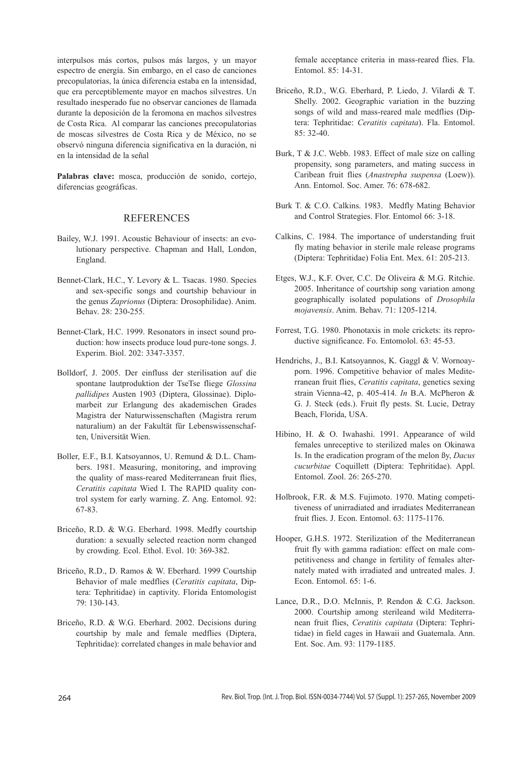interpulsos más cortos, pulsos más largos, y un mayor espectro de energía. Sin embargo, en el caso de canciones precopulatorias, la única diferencia estaba en la intensidad, que era perceptiblemente mayor en machos silvestres. Un resultado inesperado fue no observar canciones de llamada durante la deposición de la feromona en machos silvestres de Costa Rica. Al comparar las canciones precopulatorias de moscas silvestres de Costa Rica y de México, no se observó ninguna diferencia significativa en la duración, ni en la intensidad de la señal

**Palabras clave:** mosca, producción de sonido, cortejo, diferencias geográficas.

## REFERENCES

Bailey, W.J. 1991. Acoustic Behaviour of insects: an evolutionary perspective. Chapman and Hall, London, England.

Bennet-Clark, H.C., Y. Levory & L. Tsacas. 1980. Species and sex-specific songs and courtship behaviour in the genus *Zaprionus* (Diptera: Drosophilidae). Anim. Behav. 28: 230-255.

Bennet-Clark, H.C. 1999. Resonators in insect sound production: how insects produce loud pure-tone songs. J. Experim. Biol. 202: 3347-3357.

Bolldorf, J. 2005. Der einfluss der sterilisation auf die spontane lautproduktion der TseTse fliege *Glossina pallidipes* Austen 1903 (Diptera, Glossinae). Diplomarbeit zur Erlangung des akademischen Grades Magistra der Naturwissenschaften (Magistra rerum naturalium) an der Fakultät für Lebenswissenschaften, Universität Wien.

Boller, E.F., B.I. Katsoyannos, U. Remund & D.L. Chambers. 1981. Measuring, monitoring, and improving the quality of mass-reared Mediterranean fruit flies, *Ceratitis capitata* Wied I. The RAPID quality control system for early warning. Z. Ang. Entomol. 92: 67-83.

Briceño, R.D. & W.G. Eberhard. 1998. Medfly courtship duration: a sexually selected reaction norm changed by crowding. Ecol. Ethol. Evol. 10: 369-382.

Briceño, R.D., D. Ramos & W. Eberhard. 1999 Courtship Behavior of male medflies (*Ceratitis capitata*, Diptera: Tephritidae) in captivity. Florida Entomologist 79: 130-143.

Briceño, R.D. & W.G. Eberhard. 2002. Decisions during courtship by male and female medflies (Diptera, Tephritidae): correlated changes in male behavior and female acceptance criteria in mass-reared flies. Fla. Entomol. 85: 14-31.

Briceño, R.D., W.G. Eberhard, P. Liedo, J. Vilardi & T. Shelly. 2002. Geographic variation in the buzzing songs of wild and mass-reared male medflies (Diptera: Tephritidae: *Ceratitis capitata*). Fla. Entomol. 85: 32-40.

Burk, T & J.C. Webb. 1983. Effect of male size on calling propensity, song parameters, and mating success in Caribean fruit flies (*Anastrepha suspensa* (Loew)). Ann. Entomol. Soc. Amer. 76: 678-682.

Burk T. & C.O. Calkins. 1983. Medfly Mating Behavior and Control Strategies. Flor. Entomol 66: 3-18.

Calkins, C. 1984. The importance of understanding fruit fly mating behavior in sterile male release programs (Diptera: Tephritidae) Folia Ent. Mex. 61: 205-213.

Etges, W.J., K.F. Over, C.C. De Oliveira & M.G. Ritchie. 2005. Inheritance of courtship song variation among geographically isolated populations of *Drosophila mojavensis*. Anim. Behav. 71: 1205-1214.

Forrest, T.G. 1980. Phonotaxis in mole crickets: its reproductive significance. Fo. Entomolol. 63: 45-53.

Hendrichs, J., B.I. Katsoyannos, K. Gaggl & V. Wornoayporn. 1996. Competitive behavior of males Mediterranean fruit flies, *Ceratitis capitata*, genetics sexing strain Vienna-42, p. 405-414. *In* B.A. McPheron & G. J. Steck (eds.). Fruit fly pests. St. Lucie, Detray Beach, Florida, USA.

Hibino, H. & O. Iwahashi. 1991. Appearance of wild females unreceptive to sterilized males on Okinawa Is. In the eradication program of the melon ßy, *Dacus cucurbitae* Coquillett (Diptera: Tephritidae). Appl. Entomol. Zool. 26: 265-270.

Holbrook, F.R. & M.S. Fujimoto. 1970. Mating competitiveness of unirradiated and irradiates Mediterranean fruit flies. J. Econ. Entomol. 63: 1175-1176.

Hooper, G.H.S. 1972. Sterilization of the Mediterranean fruit fly with gamma radiation: effect on male competitiveness and change in fertility of females alternately mated with irradiated and untreated males. J. Econ. Entomol. 65: 1-6.

Lance, D.R., D.O. McInnis, P. Rendon & C.G. Jackson. 2000. Courtship among sterileand wild Mediterranean fruit flies, *Ceratitis capitata* (Diptera: Tephritidae) in field cages in Hawaii and Guatemala. Ann. Ent. Soc. Am. 93: 1179-1185.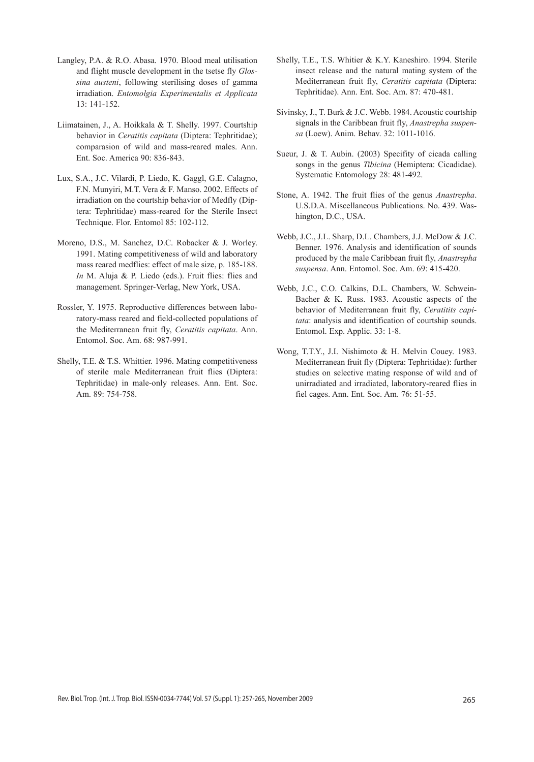Langley, P.A. & R.O. Abasa. 1970. Blood meal utilisation and flight muscle development in the tsetse fly *Glossina austeni*, following sterilising doses of gamma irradiation. *Entomolgia Experimentalis et Applicata* 13: 141-152.

Liimatainen, J., A. Hoikkala & T. Shelly. 1997. Courtship behavior in *Ceratitis capitata* (Diptera: Tephritidae); comparasion of wild and mass-reared males. Ann. Ent. Soc. America 90: 836-843.

Lux, S.A., J.C. Vilardi, P. Liedo, K. Gaggl, G.E. Calagno, F.N. Munyiri, M.T. Vera & F. Manso. 2002. Effects of irradiation on the courtship behavior of Medfly (Diptera: Tephritidae) mass-reared for the Sterile Insect Technique. Flor. Entomol 85: 102-112.

Moreno, D.S., M. Sanchez, D.C. Robacker & J. Worley. 1991. Mating competitiveness of wild and laboratory mass reared medflies: effect of male size, p. 185-188. *In* M. Aluja & P. Liedo (eds.). Fruit flies: flies and management. Springer-Verlag, New York, USA.

Rossler, Y. 1975. Reproductive differences between laboratory-mass reared and field-collected populations of the Mediterranean fruit fly, *Ceratitis capitata*. Ann. Entomol. Soc. Am. 68: 987-991.

Shelly, T.E. & T.S. Whittier. 1996. Mating competitiveness of sterile male Mediterranean fruit flies (Diptera: Tephritidae) in male-only releases. Ann. Ent. Soc. Am. 89: 754-758.

Shelly, T.E., T.S. Whitier & K.Y. Kaneshiro. 1994. Sterile insect release and the natural mating system of the Mediterranean fruit fly, *Ceratitis capitata* (Diptera: Tephritidae). Ann. Ent. Soc. Am. 87: 470-481.

Sivinsky, J., T. Burk & J.C. Webb. 1984. Acoustic courtship signals in the Caribbean fruit fly, *Anastrepha suspensa* (Loew). Anim. Behav. 32: 1011-1016.

Sueur, J. & T. Aubin. (2003) Specifity of cicada calling songs in the genus *Tibicina* (Hemiptera: Cicadidae). Systematic Entomology 28: 481-492.

Stone, A. 1942. The fruit flies of the genus *Anastrepha*. U.S.D.A. Miscellaneous Publications. No. 439. Washington, D.C., USA.

Webb, J.C., J.L. Sharp, D.L. Chambers, J.J. McDow & J.C. Benner. 1976. Analysis and identification of sounds produced by the male Caribbean fruit fly, *Anastrepha suspensa*. Ann. Entomol. Soc. Am. 69: 415-420.

Webb, J.C., C.O. Calkins, D.L. Chambers, W. Schwein-Bacher & K. Russ. 1983. Acoustic aspects of the behavior of Mediterranean fruit fly, *Ceratitits capitata*: analysis and identification of courtship sounds. Entomol. Exp. Applic. 33: 1-8.

Wong, T.T.Y., J.I. Nishimoto & H. Melvin Couey. 1983. Mediterranean fruit fly (Diptera: Tephritidae): further studies on selective mating response of wild and of unirradiated and irradiated, laboratory-reared flies in fiel cages. Ann. Ent. Soc. Am. 76: 51-55.